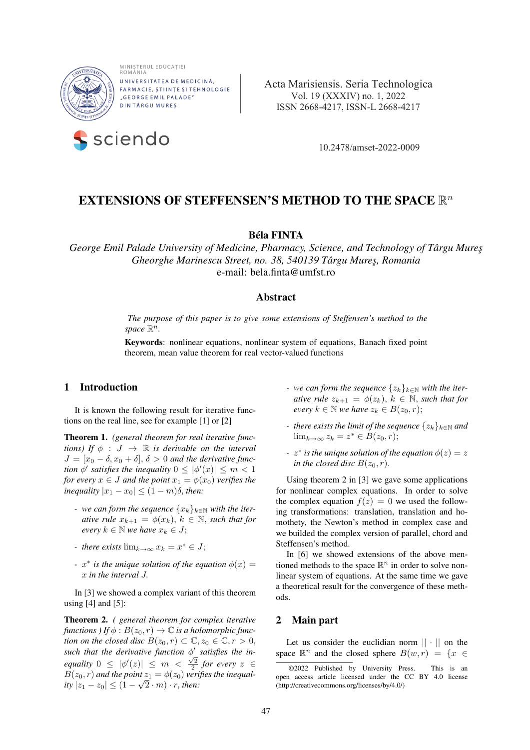Acta Marisiensis. Seria Technologica
Vol. 19 (XXXIV) no. 1, 2022
ISSN 2668-4217, ISSN-L 2668-4217

10.2478/amset-2022-0009

# EXTENSIONS OF STEFFENSEN'S METHOD TO THE SPACE $\mathbb{R}^n$

**Béla FINTA**

*George Emil Palade University of Medicine, Pharmacy, Science, and Technology of Târgu Mureş*
*Gheorghe Marinescu Street, no. 38, 540139 Târgu Mureş, Romania*
e-mail: bela.finta@umfst.ro

## Abstract

*The purpose of this paper is to give some extensions of Steffensen's method to the space $\mathbb{R}^n$.*

**Keywords**: nonlinear equations, nonlinear system of equations, Banach fixed point theorem, mean value theorem for real vector-valued functions

## 1 Introduction

It is known the following result for iterative functions on the real line, see for example [1] or [2]

**Theorem 1.** *(general theorem for real iterative functions) If $\phi : J \to \mathbb{R}$ is derivable on the interval $J = [x_0 - \delta, x_0 + \delta]$, $\delta > 0$ and the derivative function $\phi'$ satisfies the inequality $0 \leq |\phi'(x)| \leq m < 1$ for every $x \in J$ and the point $x_1 = \phi(x_0)$ verifies the inequality $|x_1 - x_0| \leq (1 - m)\delta$, then:*

- *we can form the sequence $\{x_k\}_{k\in\mathbb{N}}$ with the iterative rule $x_{k+1} = \phi(x_k)$, $k \in \mathbb{N}$, such that for every $k \in \mathbb{N}$ we have $x_k \in J$;*
- *there exists $\lim_{k\to\infty} x_k = x^* \in J$;*
- *$x^*$ is the unique solution of the equation $\phi(x) = x$ in the interval $J$.*

In [3] we showed a complex variant of this theorem using [4] and [5]:

**Theorem 2.** *( general theorem for complex iterative functions ) If $\phi : B(z_0, r) \to \mathbb{C}$ is a holomorphic function on the closed disc $B(z_0, r) \subset \mathbb{C}, z_0 \in \mathbb{C}, r > 0$, such that the derivative function $\phi'$ satisfies the inequality $0 \leq |\phi'(z)| \leq m < \frac{\sqrt{2}}{2}$ for every $z \in B(z_0, r)$ and the point $z_1 = \phi(z_0)$ verifies the inequality $|z_1 - z_0| \leq (1 - \sqrt{2} \cdot m) \cdot r$, then:*

- *we can form the sequence $\{z_k\}_{k\in\mathbb{N}}$ with the iterative rule $z_{k+1} = \phi(z_k)$, $k \in \mathbb{N}$, such that for every $k \in \mathbb{N}$ we have $z_k \in B(z_0, r)$;*
- *there exists the limit of the sequence $\{z_k\}_{k\in\mathbb{N}}$ and $\lim_{k\to\infty} z_k = z^* \in B(z_0, r)$;*
- *$z^*$ is the unique solution of the equation $\phi(z) = z$ in the closed disc $B(z_0, r)$.*

Using theorem 2 in [3] we gave some applications for nonlinear complex equations. In order to solve the complex equation $f(z) = 0$ we used the following transformations: translation, translation and homothety, the Newton's method in complex case and we builded the complex version of parallel, chord and Steffensen's method.

In [6] we showed extensions of the above mentioned methods to the space $\mathbb{R}^n$ in order to solve nonlinear system of equations. At the same time we gave a theoretical result for the convergence of these methods.

## 2 Main part

Let us consider the euclidian norm $|| \cdot ||$ on the space $\mathbb{R}^n$ and the closed sphere $B(w, r) = \{x \in$

©2022 Published by University Press. This is an open access article licensed under the CC BY 4.0 license (http://creativecommons.org/licenses/by/4.0/)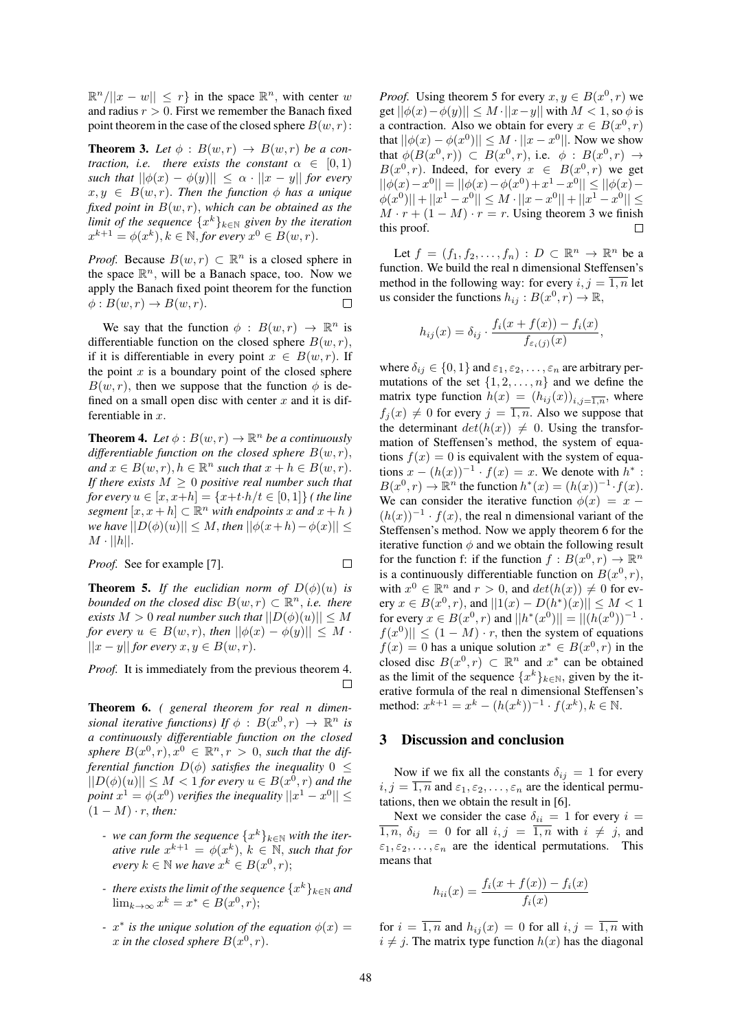$\mathbb{R}^n / ||x - w|| \le r\}$ in the space $\mathbb{R}^n$, with center $w$ and radius $r > 0$. First we remember the Banach fixed point theorem in the case of the closed sphere $B(w, r)$:

**Theorem 3.** *Let $\phi : B(w, r) \to B(w, r)$ be a contraction, i.e. there exists the constant $\alpha \in [0, 1)$ such that $||\phi(x) - \phi(y)|| \le \alpha \cdot ||x - y||$ for every $x, y \in B(w, r)$. Then the function $\phi$ has a unique fixed point in $B(w, r)$, which can be obtained as the limit of the sequence $\{x^k\}_{k\in\mathbb{N}}$ given by the iteration $x^{k+1} = \phi(x^k), k \in \mathbb{N}$, for every $x^0 \in B(w, r)$.*

*Proof.* Because $B(w, r) \subset \mathbb{R}^n$ is a closed sphere in the space $\mathbb{R}^n$, will be a Banach space, too. Now we apply the Banach fixed point theorem for the function $\phi : B(w, r) \to B(w, r)$. □

We say that the function $\phi : B(w, r) \to \mathbb{R}^n$ is differentiable function on the closed sphere $B(w, r)$, if it is differentiable in every point $x \in B(w, r)$. If the point $x$ is a boundary point of the closed sphere $B(w, r)$, then we suppose that the function $\phi$ is defined on a small open disc with center $x$ and it is differentiable in $x$.

**Theorem 4.** *Let $\phi : B(w, r) \to \mathbb{R}^n$ be a continuously differentiable function on the closed sphere $B(w, r)$, and $x \in B(w, r), h \in \mathbb{R}^n$ such that $x + h \in B(w, r)$. If there exists $M \ge 0$ positive real number such that for every $u \in [x, x+h] = \{x+t\cdot h/t \in [0, 1]\}$ ( the line segment $[x, x + h] \subset \mathbb{R}^n$ with endpoints $x$ and $x + h$ ) we have $||D(\phi)(u)|| \le M$, then $||\phi(x+h)-\phi(x)|| \le M \cdot ||h||$.*

*Proof.* See for example [7]. □

**Theorem 5.** *If the euclidian norm of $D(\phi)(u)$ is bounded on the closed disc $B(w, r) \subset \mathbb{R}^n$, i.e. there exists $M > 0$ real number such that $||D(\phi)(u)|| \le M$ for every $u \in B(w, r)$, then $||\phi(x) - \phi(y)|| \le M \cdot ||x - y||$ for every $x, y \in B(w, r)$.*

*Proof.* It is immediately from the previous theorem 4. □

**Theorem 6.** *( general theorem for real n dimensional iterative functions) If $\phi : B(x^0, r) \to \mathbb{R}^n$ is a continuously differentiable function on the closed sphere $B(x^0, r), x^0 \in \mathbb{R}^n, r > 0$, such that the differential function $D(\phi)$ satisfies the inequality $0 \le ||D(\phi)(u)|| \le M < 1$ for every $u \in B(x^0, r)$ and the point $x^1 = \phi(x^0)$ verifies the inequality $||x^1 - x^0|| \le (1 - M) \cdot r$, then:*

- *we can form the sequence $\{x^k\}_{k\in\mathbb{N}}$ with the iterative rule $x^{k+1} = \phi(x^k)$, $k \in \mathbb{N}$, such that for every $k \in \mathbb{N}$ we have $x^k \in B(x^0, r)$;*
- *there exists the limit of the sequence $\{x^k\}_{k\in\mathbb{N}}$ and $\lim_{k\to\infty} x^k = x^* \in B(x^0, r)$;*
- *$x^*$ is the unique solution of the equation $\phi(x) = x$ in the closed sphere $B(x^0, r)$.*

*Proof.* Using theorem 5 for every $x, y \in B(x^0, r)$ we get $||\phi(x)-\phi(y)|| \le M\cdot||x-y||$ with $M < 1$, so $\phi$ is a contraction. Also we obtain for every $x \in B(x^0, r)$ that $||\phi(x) - \phi(x^0)|| \le M \cdot ||x - x^0||$. Now we show that $\phi(B(x^0, r)) \subset B(x^0, r)$, i.e. $\phi : B(x^0, r) \to B(x^0, r)$. Indeed, for every $x \in B(x^0, r)$ we get $||\phi(x)-x^0|| = ||\phi(x)-\phi(x^0)+x^1-x^0|| \le ||\phi(x)-\phi(x^0)|| + ||x^1 - x^0|| \le M \cdot ||x - x^0|| + ||x^1 - x^0|| \le M \cdot r + (1 - M) \cdot r = r$. Using theorem 3 we finish this proof. □

Let $f = (f_1, f_2, \ldots, f_n) : D \subset \mathbb{R}^n \to \mathbb{R}^n$ be a function. We build the real n dimensional Steffensen's method in the following way: for every $i, j = \overline{1, n}$ let us consider the functions $h_{ij} : B(x^0, r) \to \mathbb{R}$,

$$h_{ij}(x) = \delta_{ij} \cdot \frac{f_i(x + f(x)) - f_i(x)}{f_{\varepsilon_i(j)}(x)},$$

where $\delta_{ij} \in \{0, 1\}$ and $\varepsilon_1, \varepsilon_2, \ldots, \varepsilon_n$ are arbitrary permutations of the set $\{1, 2, \ldots, n\}$ and we define the matrix type function $h(x) = (h_{ij}(x))_{i,j=\overline{1,n}}$, where $f_j(x) \ne 0$ for every $j = \overline{1, n}$. Also we suppose that the determinant $det(h(x)) \ne 0$. Using the transformation of Steffensen's method, the system of equations $f(x) = 0$ is equivalent with the system of equations $x - (h(x))^{-1} \cdot f(x) = x$. We denote with $h^* : B(x^0, r) \to \mathbb{R}^n$ the function $h^*(x) = (h(x))^{-1} \cdot f(x)$. We can consider the iterative function $\phi(x) = x - (h(x))^{-1} \cdot f(x)$, the real n dimensional variant of the Steffensen's method. Now we apply theorem 6 for the iterative function $\phi$ and we obtain the following result for the function f: if the function $f : B(x^0, r) \to \mathbb{R}^n$ is a continuously differentiable function on $B(x^0, r)$, with $x^0 \in \mathbb{R}^n$ and $r > 0$, and $det(h(x)) \ne 0$ for every $x \in B(x^0, r)$ and $||1(x) - D(h^*)(x)|| \le M < 1$ for every $x \in B(x^0, r)$ and $||h^*(x^0)|| = ||(h(x^0))^{-1} \cdot f(x^0)|| \le (1 - M) \cdot r$, then the system of equations $f(x) = 0$ has a unique solution $x^* \in B(x^0, r)$ in the closed disc $B(x^0, r) \subset \mathbb{R}^n$ and $x^*$ can be obtained as the limit of the sequence $\{x^k\}_{k\in\mathbb{N}}$, given by the iterative formula of the real n dimensional Steffensen's method: $x^{k+1} = x^k - (h(x^k))^{-1} \cdot f(x^k), k \in \mathbb{N}$.

## 3 Discussion and conclusion

Now if we fix all the constants $\delta_{ij} = 1$ for every $i, j = \overline{1, n}$ and $\varepsilon_1, \varepsilon_2, \ldots, \varepsilon_n$ are the identical permutations, then we obtain the result in [6].

Next we consider the case $\delta_{ii} = 1$ for every $i = \overline{1, n}$, $\delta_{ij} = 0$ for all $i, j = \overline{1, n}$ with $i \ne j$, and $\varepsilon_1, \varepsilon_2, \ldots, \varepsilon_n$ are the identical permutations. This means that

$$h_{ii}(x) = \frac{f_i(x + f(x)) - f_i(x)}{f_i(x)}$$

for $i = \overline{1, n}$ and $h_{ij}(x) = 0$ for all $i, j = \overline{1, n}$ with $i \ne j$. The matrix type function $h(x)$ has the diagonal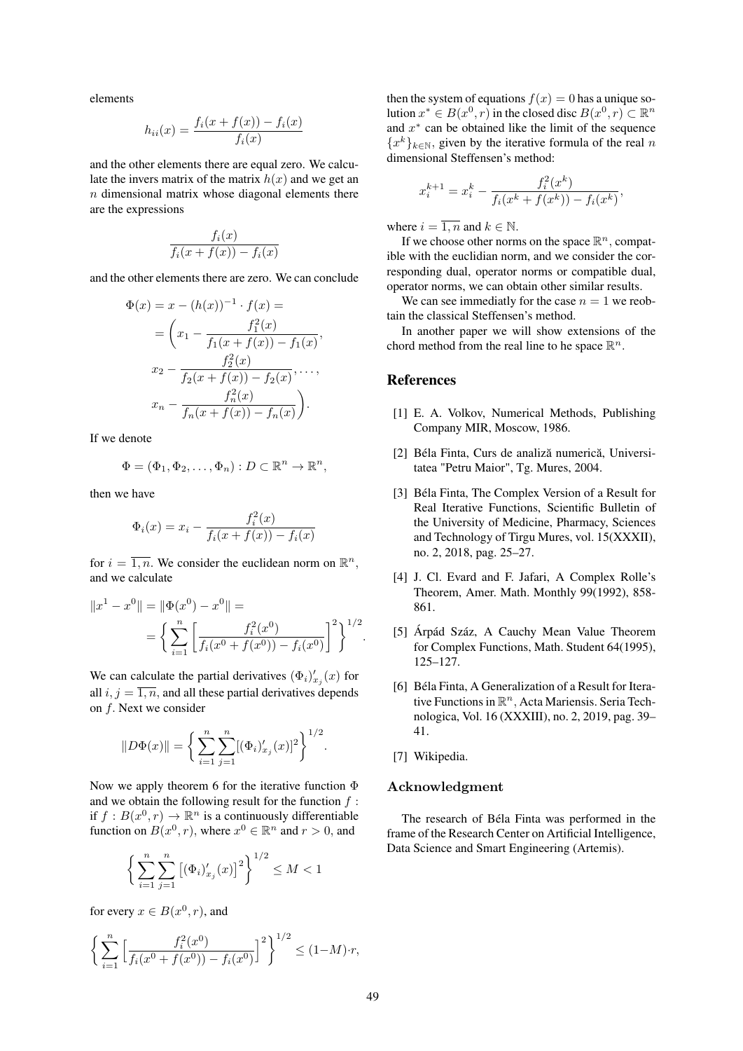elements

$$h_{ii}(x) = \frac{f_i(x + f(x)) - f_i(x)}{f_i(x)}$$

and the other elements there are equal zero. We calculate the invers matrix of the matrix $h(x)$ and we get an $n$ dimensional matrix whose diagonal elements there are the expressions

$$\frac{f_i(x)}{f_i(x + f(x)) - f_i(x)}$$

and the other elements there are zero. We can conclude

$$\begin{aligned}
\Phi(x) &= x - (h(x))^{-1} \cdot f(x) = \\
&= \bigg( x_1 - \frac{f_1^2(x)}{f_1(x + f(x)) - f_1(x)}, \\
&\quad x_2 - \frac{f_2^2(x)}{f_2(x + f(x)) - f_2(x)}, \ldots, \\
&\quad x_n - \frac{f_n^2(x)}{f_n(x + f(x)) - f_n(x)} \bigg).
\end{aligned}$$

If we denote

$$\Phi = (\Phi_1, \Phi_2, \ldots, \Phi_n) : D \subset \mathbb{R}^n \to \mathbb{R}^n,$$

then we have

$$\Phi_i(x) = x_i - \frac{f_i^2(x)}{f_i(x + f(x)) - f_i(x)}$$

for $i = \overline{1, n}$. We consider the euclidean norm on $\mathbb{R}^n$, and we calculate

$$\begin{aligned}
\|x^1 - x^0\| &= \|\Phi(x^0) - x^0\| = \\
&= \left\{ \sum_{i=1}^{n} \left[ \frac{f_i^2(x^0)}{f_i(x^0 + f(x^0)) - f_i(x^0)} \right]^2 \right\}^{1/2}.
\end{aligned}$$

We can calculate the partial derivatives $(\Phi_i)'_{x_j}(x)$ for all $i, j = \overline{1, n}$, and all these partial derivatives depends on $f$. Next we consider

$$\|D\Phi(x)\| = \left\{ \sum_{i=1}^{n} \sum_{j=1}^{n} [(\Phi_i)'_{x_j}(x)]^2 \right\}^{1/2}.$$

Now we apply theorem 6 for the iterative function $\Phi$ and we obtain the following result for the function $f$ : if $f : B(x^0, r) \to \mathbb{R}^n$ is a continuously differentiable function on $B(x^0, r)$, where $x^0 \in \mathbb{R}^n$ and $r > 0$, and

$$\left\{ \sum_{i=1}^{n} \sum_{j=1}^{n} \left[ (\Phi_i)'_{x_j}(x) \right]^2 \right\}^{1/2} \leq M < 1$$

for every $x \in B(x^0, r)$, and

$$\left\{ \sum_{i=1}^{n} \left[ \frac{f_i^2(x^0)}{f_i(x^0 + f(x^0)) - f_i(x^0)} \right]^2 \right\}^{1/2} \leq (1-M) \cdot r,$$

then the system of equations $f(x) = 0$ has a unique solution $x^* \in B(x^0, r)$ in the closed disc $B(x^0, r) \subset \mathbb{R}^n$ and $x^*$ can be obtained like the limit of the sequence $\{x^k\}_{k \in \mathbb{N}}$, given by the iterative formula of the real $n$ dimensional Steffensen's method:

$$x_i^{k+1} = x_i^k - \frac{f_i^2(x^k)}{f_i(x^k + f(x^k)) - f_i(x^k)},$$

where $i = \overline{1, n}$ and $k \in \mathbb{N}$.

If we choose other norms on the space $\mathbb{R}^n$, compatible with the euclidian norm, and we consider the corresponding dual, operator norms or compatible dual, operator norms, we can obtain other similar results.

We can see immediatly for the case $n = 1$ we reobtain the classical Steffensen's method.

In another paper we will show extensions of the chord method from the real line to he space $\mathbb{R}^n$.

## References

[1] E. A. Volkov, Numerical Methods, Publishing Company MIR, Moscow, 1986.

[2] Béla Finta, Curs de analiză numerică, Universitatea "Petru Maior", Tg. Mures, 2004.

[3] Béla Finta, The Complex Version of a Result for Real Iterative Functions, Scientific Bulletin of the University of Medicine, Pharmacy, Sciences and Technology of Tirgu Mures, vol. 15(XXXII), no. 2, 2018, pag. 25–27.

[4] J. Cl. Evard and F. Jafari, A Complex Rolle's Theorem, Amer. Math. Monthly 99(1992), 858-861.

[5] Árpád Száz, A Cauchy Mean Value Theorem for Complex Functions, Math. Student 64(1995), 125–127.

[6] Béla Finta, A Generalization of a Result for Iterative Functions in $\mathbb{R}^n$, Acta Mariensis. Seria Technologica, Vol. 16 (XXXIII), no. 2, 2019, pag. 39–41.

[7] Wikipedia.

## Acknowledgment

The research of Béla Finta was performed in the frame of the Research Center on Artificial Intelligence, Data Science and Smart Engineering (Artemis).